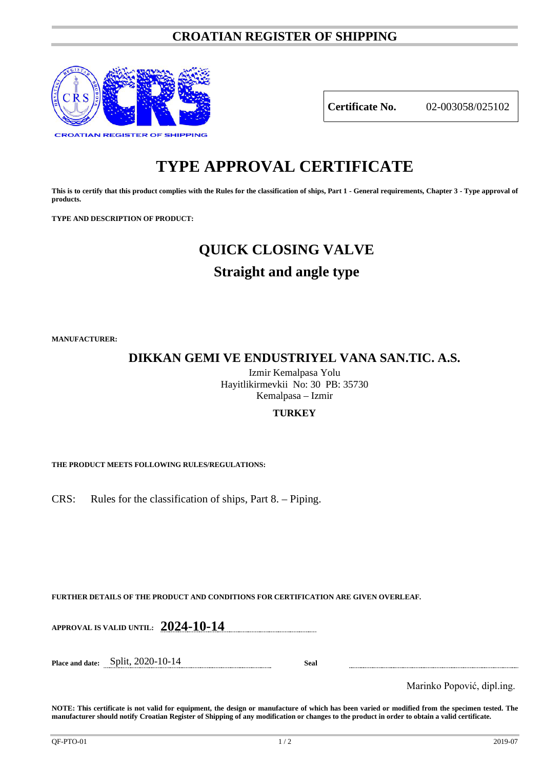# CROATIAN REGISTER OF SHIPPING

CROATIAN REGISTER OF SHIPPING

| **Certificate No.** | 02-003058/025102 |
|---|---|

# TYPE APPROVAL CERTIFICATE

**This is to certify that this product complies with the Rules for the classification of ships, Part 1 - General requirements, Chapter 3 - Type approval of products.**

**TYPE AND DESCRIPTION OF PRODUCT:**

## QUICK CLOSING VALVE

### Straight and angle type

**MANUFACTURER:**

### DIKKAN GEMI VE ENDUSTRIYEL VANA SAN.TIC. A.S.

Izmir Kemalpasa Yolu
Hayitlikirmevkii No: 30 PB: 35730
Kemalpasa – Izmir

**TURKEY**

**THE PRODUCT MEETS FOLLOWING RULES/REGULATIONS:**

CRS: Rules for the classification of ships, Part 8. – Piping.

**FURTHER DETAILS OF THE PRODUCT AND CONDITIONS FOR CERTIFICATION ARE GIVEN OVERLEAF.**

**APPROVAL IS VALID UNTIL:** **2024-10-14**

**Place and date:** Split, 2020-10-14

**Seal**

Marinko Popović, dipl.ing.

**NOTE: This certificate is not valid for equipment, the design or manufacture of which has been varied or modified from the specimen tested. The manufacturer should notify Croatian Register of Shipping of any modification or changes to the product in order to obtain a valid certificate.**

QF-PTO-01 2019-07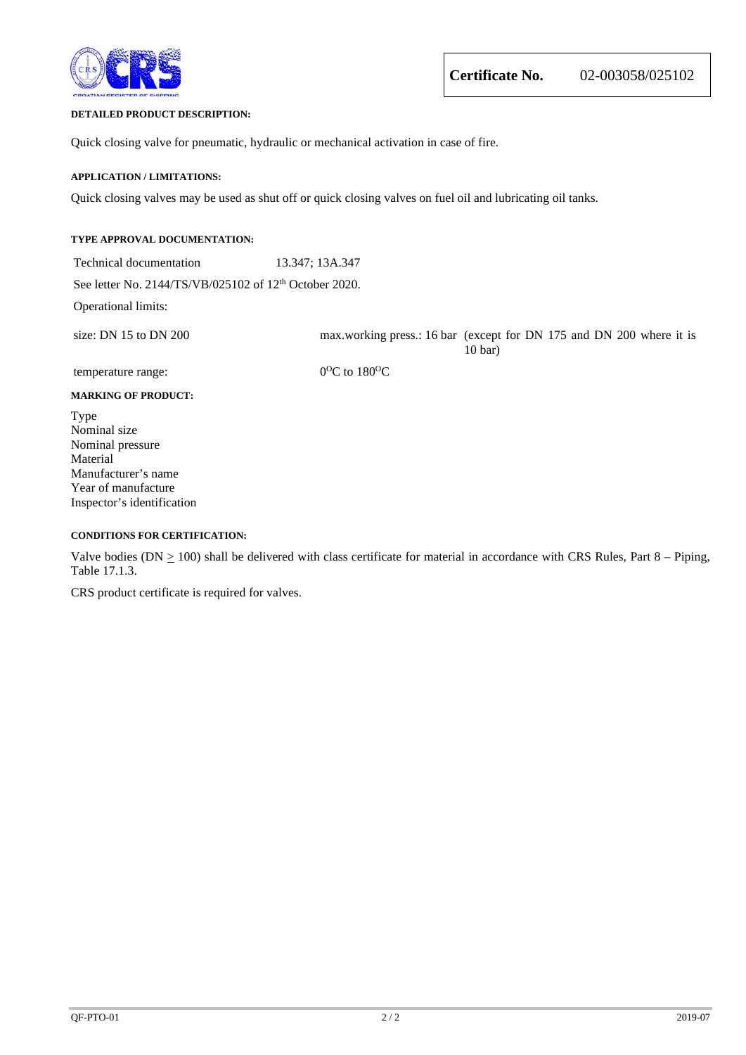**Certificate No.** 02-003058/025102

#### DETAILED PRODUCT DESCRIPTION:

Quick closing valve for pneumatic, hydraulic or mechanical activation in case of fire.

#### APPLICATION / LIMITATIONS:

Quick closing valves may be used as shut off or quick closing valves on fuel oil and lubricating oil tanks.

#### TYPE APPROVAL DOCUMENTATION:

Technical documentation 13.347; 13A.347

See letter No. 2144/TS/VB/025102 of 12th October 2020.

Operational limits:

| | | |
|---|---|---|
| size: DN 15 to DN 200 | max.working press.: 16 bar | (except for DN 175 and DN 200 where it is 10 bar) |
| temperature range: | $0^{O}C$ to $180^{O}C$ | |

#### MARKING OF PRODUCT:

Type
Nominal size
Nominal pressure
Material
Manufacturer's name
Year of manufacture
Inspector's identification

#### CONDITIONS FOR CERTIFICATION:

Valve bodies (DN $\geq$ 100) shall be delivered with class certificate for material in accordance with CRS Rules, Part 8 – Piping, Table 17.1.3.

CRS product certificate is required for valves.

QF-PTO-01 2019-07